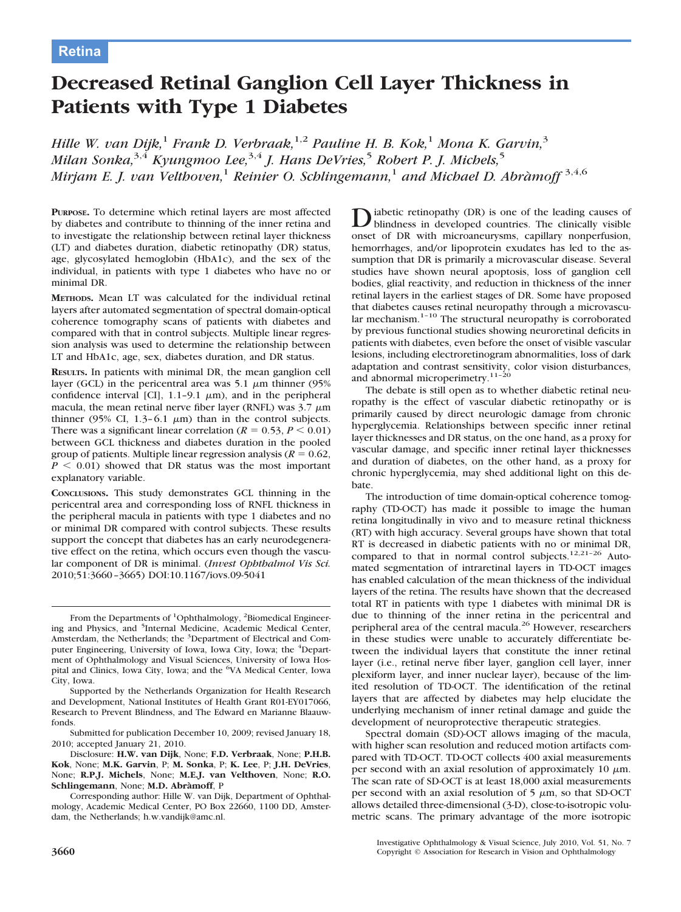Retina

# Decreased Retinal Ganglion Cell Layer Thickness in Patients with Type 1 Diabetes

*Hille W. van Dijk,*[1] *Frank D. Verbraak,*[1,2] *Pauline H. B. Kok,*[1] *Mona K. Garvin,*[3] *Milan Sonka,*[3,4] *Kyungmoo Lee,*[3,4] *J. Hans DeVries,*[5] *Robert P. J. Michels,*[5] *Mirjam E. J. van Velthoven,*[1] *Reinier O. Schlingemann,*[1] *and Michael D. Abràmoff*[3,4,6]

**PURPOSE.** To determine which retinal layers are most affected by diabetes and contribute to thinning of the inner retina and to investigate the relationship between retinal layer thickness (LT) and diabetes duration, diabetic retinopathy (DR) status, age, glycosylated hemoglobin (HbA1c), and the sex of the individual, in patients with type 1 diabetes who have no or minimal DR.

**METHODS.** Mean LT was calculated for the individual retinal layers after automated segmentation of spectral domain-optical coherence tomography scans of patients with diabetes and compared with that in control subjects. Multiple linear regression analysis was used to determine the relationship between LT and HbA1c, age, sex, diabetes duration, and DR status.

**RESULTS.** In patients with minimal DR, the mean ganglion cell layer (GCL) in the pericentral area was 5.1 $\mu$m thinner (95% confidence interval [CI], 1.1–9.1 $\mu$m), and in the peripheral macula, the mean retinal nerve fiber layer (RNFL) was 3.7 $\mu$m thinner (95% CI, 1.3–6.1 $\mu$m) than in the control subjects. There was a significant linear correlation ($R = 0.53$, $P < 0.01$) between GCL thickness and diabetes duration in the pooled group of patients. Multiple linear regression analysis ($R = 0.62$, $P < 0.01$) showed that DR status was the most important explanatory variable.

**CONCLUSIONS.** This study demonstrates GCL thinning in the pericentral area and corresponding loss of RNFL thickness in the peripheral macula in patients with type 1 diabetes and no or minimal DR compared with control subjects. These results support the concept that diabetes has an early neurodegenerative effect on the retina, which occurs even though the vascular component of DR is minimal. (*Invest Ophthalmol Vis Sci.* 2010;51:3660–3665) DOI:10.1167/iovs.09-5041

Diabetic retinopathy (DR) is one of the leading causes of blindness in developed countries. The clinically visible onset of DR with microaneurysms, capillary nonperfusion, hemorrhages, and/or lipoprotein exudates has led to the assumption that DR is primarily a microvascular disease. Several studies have shown neural apoptosis, loss of ganglion cell bodies, glial reactivity, and reduction in thickness of the inner retinal layers in the earliest stages of DR. Some have proposed that diabetes causes retinal neuropathy through a microvascular mechanism.[1–10] The structural neuropathy is corroborated by previous functional studies showing neuroretinal deficits in patients with diabetes, even before the onset of visible vascular lesions, including electroretinogram abnormalities, loss of dark adaptation and contrast sensitivity, color vision disturbances, and abnormal microperimetry.[11–20]

The debate is still open as to whether diabetic retinal neuropathy is the effect of vascular diabetic retinopathy or is primarily caused by direct neurologic damage from chronic hyperglycemia. Relationships between specific inner retinal layer thicknesses and DR status, on the one hand, as a proxy for vascular damage, and specific inner retinal layer thicknesses and duration of diabetes, on the other hand, as a proxy for chronic hyperglycemia, may shed additional light on this debate.

The introduction of time domain-optical coherence tomography (TD-OCT) has made it possible to image the human retina longitudinally in vivo and to measure retinal thickness (RT) with high accuracy. Several groups have shown that total RT is decreased in diabetic patients with no or minimal DR, compared to that in normal control subjects.[12,21–26] Automated segmentation of intraretinal layers in TD-OCT images has enabled calculation of the mean thickness of the individual layers of the retina. The results have shown that the decreased total RT in patients with type 1 diabetes with minimal DR is due to thinning of the inner retina in the pericentral and peripheral area of the central macula.[26] However, researchers in these studies were unable to accurately differentiate between the individual layers that constitute the inner retinal layer (i.e., retinal nerve fiber layer, ganglion cell layer, inner plexiform layer, and inner nuclear layer), because of the limited resolution of TD-OCT. The identification of the retinal layers that are affected by diabetes may help elucidate the underlying mechanism of inner retinal damage and guide the development of neuroprotective therapeutic strategies.

Spectral domain (SD)-OCT allows imaging of the macula, with higher scan resolution and reduced motion artifacts compared with TD-OCT. TD-OCT collects 400 axial measurements per second with an axial resolution of approximately 10 $\mu$m. The scan rate of SD-OCT is at least 18,000 axial measurements per second with an axial resolution of 5 $\mu$m, so that SD-OCT allows detailed three-dimensional (3-D), close-to-isotropic volumetric scans. The primary advantage of the more isotropic

From the Departments of [1]Ophthalmology, [2]Biomedical Engineering and Physics, and [5]Internal Medicine, Academic Medical Center, Amsterdam, the Netherlands; the [3]Department of Electrical and Computer Engineering, University of Iowa, Iowa City, Iowa; the [4]Department of Ophthalmology and Visual Sciences, University of Iowa Hospital and Clinics, Iowa City, Iowa; and the [6]VA Medical Center, Iowa City, Iowa.

Supported by the Netherlands Organization for Health Research and Development, National Institutes of Health Grant R01-EY017066, Research to Prevent Blindness, and The Edward en Marianne Blaauwfonds.

Submitted for publication December 10, 2009; revised January 18, 2010; accepted January 21, 2010.

Disclosure: **H.W. van Dijk**, None; **F.D. Verbraak**, None; **P.H.B. Kok**, None; **M.K. Garvin**, P; **M. Sonka**, P; **K. Lee**, P; **J.H. DeVries**, None; **R.P.J. Michels**, None; **M.E.J. van Velthoven**, None; **R.O. Schlingemann**, None; **M.D. Abràmoff**, P

Corresponding author: Hille W. van Dijk, Department of Ophthalmology, Academic Medical Center, PO Box 22660, 1100 DD, Amsterdam, the Netherlands; h.w.vandijk@amc.nl.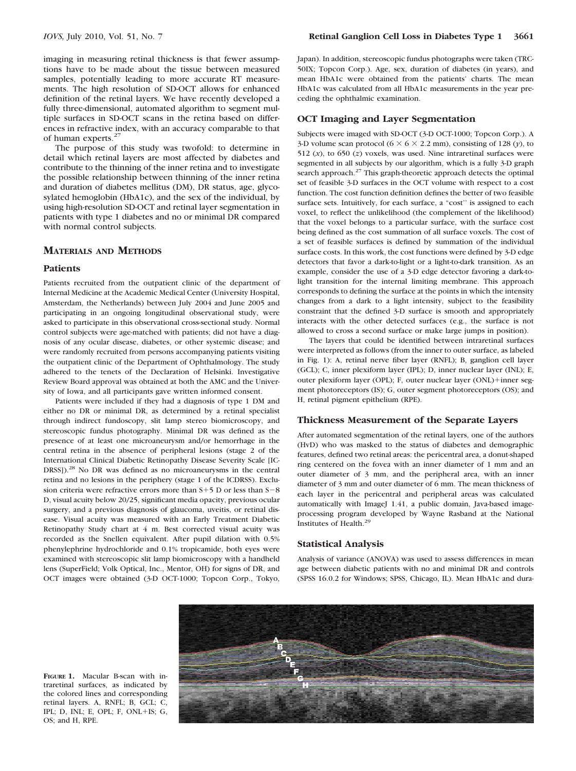imaging in measuring retinal thickness is that fewer assumptions have to be made about the tissue between measured samples, potentially leading to more accurate RT measurements. The high resolution of SD-OCT allows for enhanced definition of the retinal layers. We have recently developed a fully three-dimensional, automated algorithm to segment multiple surfaces in SD-OCT scans in the retina based on differences in refractive index, with an accuracy comparable to that of human experts.[27]

The purpose of this study was twofold: to determine in detail which retinal layers are most affected by diabetes and contribute to the thinning of the inner retina and to investigate the possible relationship between thinning of the inner retina and duration of diabetes mellitus (DM), DR status, age, glycosylated hemoglobin (HbA1c), and the sex of the individual, by using high-resolution SD-OCT and retinal layer segmentation in patients with type 1 diabetes and no or minimal DR compared with normal control subjects.

## MATERIALS AND METHODS

### Patients

Patients recruited from the outpatient clinic of the department of Internal Medicine at the Academic Medical Center (University Hospital, Amsterdam, the Netherlands) between July 2004 and June 2005 and participating in an ongoing longitudinal observational study, were asked to participate in this observational cross-sectional study. Normal control subjects were age-matched with patients; did not have a diagnosis of any ocular disease, diabetes, or other systemic disease; and were randomly recruited from persons accompanying patients visiting the outpatient clinic of the Department of Ophthalmology. The study adhered to the tenets of the Declaration of Helsinki. Investigative Review Board approval was obtained at both the AMC and the University of Iowa, and all participants gave written informed consent.

Patients were included if they had a diagnosis of type 1 DM and either no DR or minimal DR, as determined by a retinal specialist through indirect fundoscopy, slit lamp stereo biomicroscopy, and stereoscopic fundus photography. Minimal DR was defined as the presence of at least one microaneurysm and/or hemorrhage in the central retina in the absence of peripheral lesions (stage 2 of the International Clinical Diabetic Retinopathy Disease Severity Scale [ICDRSS]).[28] No DR was defined as no microaneurysms in the central retina and no lesions in the periphery (stage 1 of the ICDRSS). Exclusion criteria were refractive errors more than S+5 D or less than S−8 D, visual acuity below 20/25, significant media opacity, previous ocular surgery, and a previous diagnosis of glaucoma, uveitis, or retinal disease. Visual acuity was measured with an Early Treatment Diabetic Retinopathy Study chart at 4 m. Best corrected visual acuity was recorded as the Snellen equivalent. After pupil dilation with 0.5% phenylephrine hydrochloride and 0.1% tropicamide, both eyes were examined with stereoscopic slit lamp biomicroscopy with a handheld lens (SuperField; Volk Optical, Inc., Mentor, OH) for signs of DR, and OCT images were obtained (3-D OCT-1000; Topcon Corp., Tokyo, Japan). In addition, stereoscopic fundus photographs were taken (TRC-50IX; Topcon Corp.). Age, sex, duration of diabetes (in years), and mean HbA1c were obtained from the patients' charts. The mean HbA1c was calculated from all HbA1c measurements in the year preceding the ophthalmic examination.

### OCT Imaging and Layer Segmentation

Subjects were imaged with SD-OCT (3-D OCT-1000; Topcon Corp.). A 3-D volume scan protocol ($6 \times 6 \times 2.2$ mm), consisting of 128 ($y$), to 512 ($x$), to 650 ($z$) voxels, was used. Nine intraretinal surfaces were segmented in all subjects by our algorithm, which is a fully 3-D graph search approach.[27] This graph-theoretic approach detects the optimal set of feasible 3-D surfaces in the OCT volume with respect to a cost function. The cost function definition defines the better of two feasible surface sets. Intuitively, for each surface, a "cost" is assigned to each voxel, to reflect the unlikelihood (the complement of the likelihood) that the voxel belongs to a particular surface, with the surface cost being defined as the cost summation of all surface voxels. The cost of a set of feasible surfaces is defined by summation of the individual surface costs. In this work, the cost functions were defined by 3-D edge detectors that favor a dark-to-light or a light-to-dark transition. As an example, consider the use of a 3-D edge detector favoring a dark-to-light transition for the internal limiting membrane. This approach corresponds to defining the surface at the points in which the intensity changes from a dark to a light intensity, subject to the feasibility constraint that the defined 3-D surface is smooth and appropriately interacts with the other detected surfaces (e.g., the surface is not allowed to cross a second surface or make large jumps in position).

The layers that could be identified between intraretinal surfaces were interpreted as follows (from the inner to outer surface, as labeled in Fig. 1): A, retinal nerve fiber layer (RNFL); B, ganglion cell layer (GCL); C, inner plexiform layer (IPL); D, inner nuclear layer (INL); E, outer plexiform layer (OPL); F, outer nuclear layer (ONL)+inner segment photoreceptors (IS); G, outer segment photoreceptors (OS); and H, retinal pigment epithelium (RPE).

### Thickness Measurement of the Separate Layers

After automated segmentation of the retinal layers, one of the authors (HvD) who was masked to the status of diabetes and demographic features, defined two retinal areas: the pericentral area, a donut-shaped ring centered on the fovea with an inner diameter of 1 mm and an outer diameter of 3 mm, and the peripheral area, with an inner diameter of 3 mm and outer diameter of 6 mm. The mean thickness of each layer in the pericentral and peripheral areas was calculated automatically with ImageJ 1.41, a public domain, Java-based image-processing program developed by Wayne Rasband at the National Institutes of Health.[29]

### Statistical Analysis

Analysis of variance (ANOVA) was used to assess differences in mean age between diabetic patients with no and minimal DR and controls (SPSS 16.0.2 for Windows; SPSS, Chicago, IL). Mean HbA1c and dura-

**FIGURE 1.** Macular B-scan with intraretinal surfaces, as indicated by the colored lines and corresponding retinal layers. A, RNFL; B, GCL; C, IPL; D, INL; E, OPL; F, ONL+IS; G, OS; and H, RPE.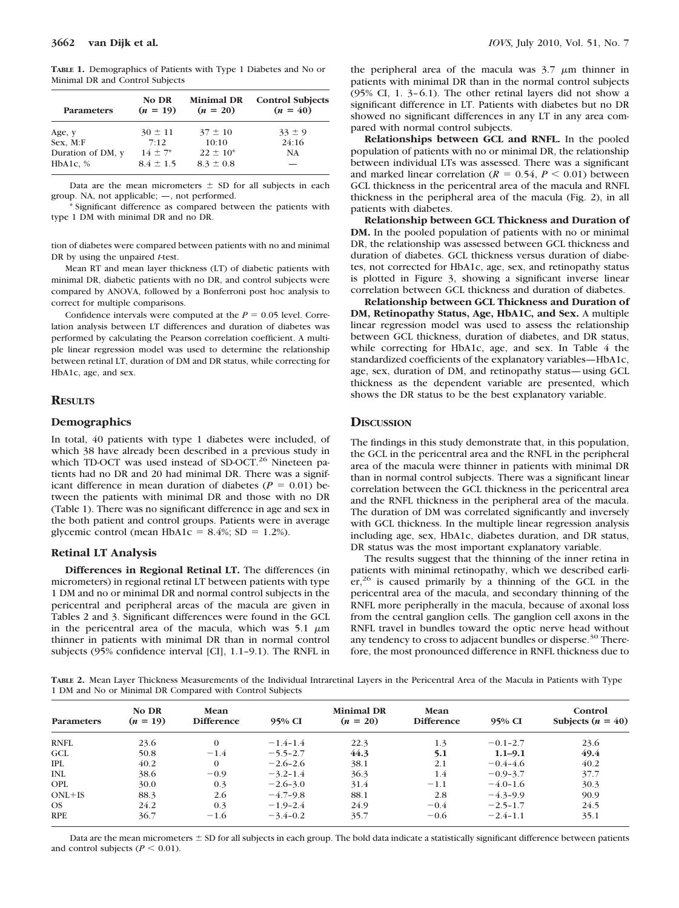**TABLE 1.** Demographics of Patients with Type 1 Diabetes and No or Minimal DR and Control Subjects

| Parameters | No DR ($n$ = 19) | Minimal DR ($n$ = 20) | Control Subjects ($n$ = 40) |
|---|---|---|---|
| Age, y | 30 ± 11 | 37 ± 10 | 33 ± 9 |
| Sex, M:F | 7:12 | 10:10 | 24:16 |
| Duration of DM, y | 14 ± 7* | 22 ± 10* | NA |
| HbA1c, % | 8.4 ± 1.5 | 8.3 ± 0.8 | — |

Data are the mean micrometers ± SD for all subjects in each group. NA, not applicable; —, not performed.

\* Significant difference as compared between the patients with type 1 DM with minimal DR and no DR.

tion of diabetes were compared between patients with no and minimal DR by using the unpaired $t$-test.

Mean RT and mean layer thickness (LT) of diabetic patients with minimal DR, diabetic patients with no DR, and control subjects were compared by ANOVA, followed by a Bonferroni post hoc analysis to correct for multiple comparisons.

Confidence intervals were computed at the $P = 0.05$ level. Correlation analysis between LT differences and duration of diabetes was performed by calculating the Pearson correlation coefficient. A multiple linear regression model was used to determine the relationship between retinal LT, duration of DM and DR status, while correcting for HbA1c, age, and sex.

## RESULTS

### Demographics

In total, 40 patients with type 1 diabetes were included, of which 38 have already been described in a previous study in which TD-OCT was used instead of SD-OCT.[26] Nineteen patients had no DR and 20 had minimal DR. There was a significant difference in mean duration of diabetes ($P = 0.01$) between the patients with minimal DR and those with no DR (Table 1). There was no significant difference in age and sex in the both patient and control groups. Patients were in average glycemic control (mean HbA1c = 8.4%; SD = 1.2%).

### Retinal LT Analysis

**Differences in Regional Retinal LT.** The differences (in micrometers) in regional retinal LT between patients with type 1 DM and no or minimal DR and normal control subjects in the pericentral and peripheral areas of the macula are given in Tables 2 and 3. Significant differences were found in the GCL in the pericentral area of the macula, which was 5.1 μm thinner in patients with minimal DR than in normal control subjects (95% confidence interval [CI], 1.1–9.1). The RNFL in the peripheral area of the macula was 3.7 μm thinner in patients with minimal DR than in the normal control subjects (95% CI, 1. 3–6.1). The other retinal layers did not show a significant difference in LT. Patients with diabetes but no DR showed no significant differences in any LT in any area compared with normal control subjects.

**Relationships between GCL and RNFL.** In the pooled population of patients with no or minimal DR, the relationship between individual LTs was assessed. There was a significant and marked linear correlation ($R = 0.54$, $P < 0.01$) between GCL thickness in the pericentral area of the macula and RNFL thickness in the peripheral area of the macula (Fig. 2), in all patients with diabetes.

**Relationship between GCL Thickness and Duration of DM.** In the pooled population of patients with no or minimal DR, the relationship was assessed between GCL thickness and duration of diabetes. GCL thickness versus duration of diabetes, not corrected for HbA1c, age, sex, and retinopathy status is plotted in Figure 3, showing a significant inverse linear correlation between GCL thickness and duration of diabetes.

**Relationship between GCL Thickness and Duration of DM, Retinopathy Status, Age, HbA1C, and Sex.** A multiple linear regression model was used to assess the relationship between GCL thickness, duration of diabetes, and DR status, while correcting for HbA1c, age, and sex. In Table 4 the standardized coefficients of the explanatory variables—HbA1c, age, sex, duration of DM, and retinopathy status—using GCL thickness as the dependent variable are presented, which shows the DR status to be the best explanatory variable.

## DISCUSSION

The findings in this study demonstrate that, in this population, the GCL in the pericentral area and the RNFL in the peripheral area of the macula were thinner in patients with minimal DR than in normal control subjects. There was a significant linear correlation between the GCL thickness in the pericentral area and the RNFL thickness in the peripheral area of the macula. The duration of DM was correlated significantly and inversely with GCL thickness. In the multiple linear regression analysis including age, sex, HbA1c, diabetes duration, and DR status, DR status was the most important explanatory variable.

The results suggest that the thinning of the inner retina in patients with minimal retinopathy, which we described earlier,[26] is caused primarily by a thinning of the GCL in the pericentral area of the macula, and secondary thinning of the RNFL more peripherally in the macula, because of axonal loss from the central ganglion cells. The ganglion cell axons in the RNFL travel in bundles toward the optic nerve head without any tendency to cross to adjacent bundles or disperse.[30] Therefore, the most pronounced difference in RNFL thickness due to

**TABLE 2.** Mean Layer Thickness Measurements of the Individual Intraretinal Layers in the Pericentral Area of the Macula in Patients with Type 1 DM and No or Minimal DR Compared with Control Subjects

| Parameters | No DR ($n$ = 19) | Mean Difference | 95% CI | Minimal DR ($n$ = 20) | Mean Difference | 95% CI | Control Subjects ($n$ = 40) |
|---|---|---|---|---|---|---|---|
| RNFL | 23.6 | 0 | −1.4–1.4 | 22.3 | 1.3 | −0.1–2.7 | 23.6 |
| GCL | 50.8 | −1.4 | −5.5–2.7 | **44.3** | **5.1** | **1.1–9.1** | **49.4** |
| IPL | 40.2 | 0 | −2.6–2.6 | 38.1 | 2.1 | −0.4–4.6 | 40.2 |
| INL | 38.6 | −0.9 | −3.2–1.4 | 36.3 | 1.4 | −0.9–3.7 | 37.7 |
| OPL | 30.0 | 0.3 | −2.6–3.0 | 31.4 | −1.1 | −4.0–1.6 | 30.3 |
| ONL+IS | 88.3 | 2.6 | −4.7–9.8 | 88.1 | 2.8 | −4.3–9.9 | 90.9 |
| OS | 24.2 | 0.3 | −1.9–2.4 | 24.9 | −0.4 | −2.5–1.7 | 24.5 |
| RPE | 36.7 | −1.6 | −3.4–0.2 | 35.7 | −0.6 | −2.4–1.1 | 35.1 |

Data are the mean micrometers ± SD for all subjects in each group. The bold data indicate a statistically significant difference between patients and control subjects ($P < 0.01$).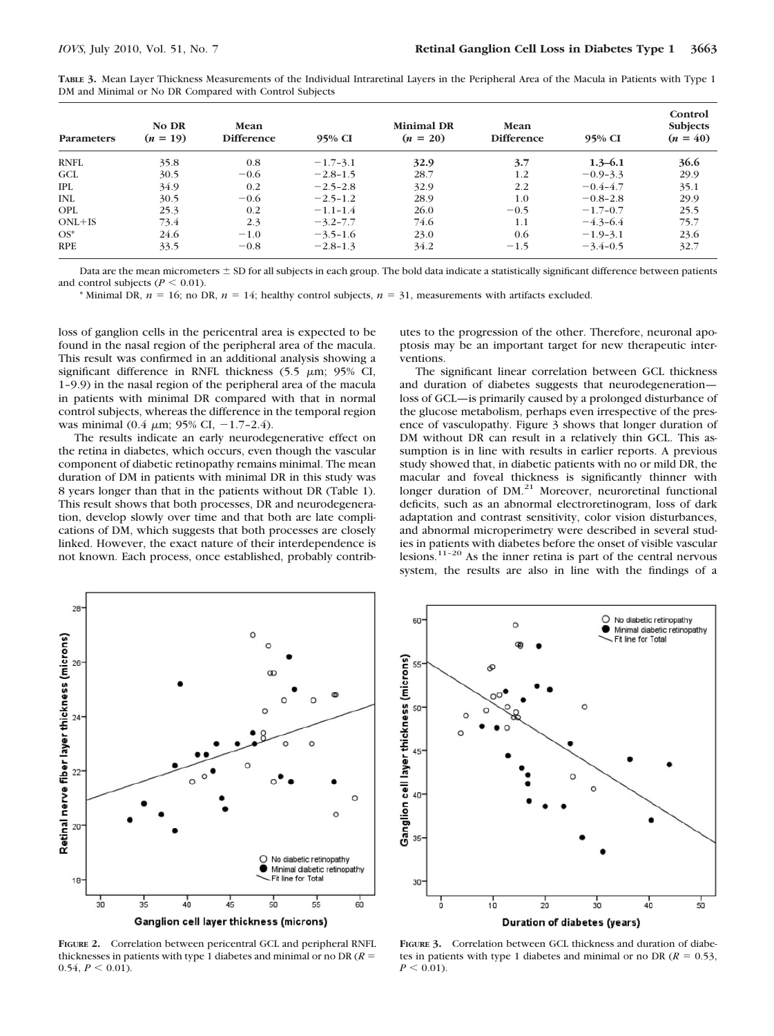**TABLE 3.** Mean Layer Thickness Measurements of the Individual Intraretinal Layers in the Peripheral Area of the Macula in Patients with Type 1 DM and Minimal or No DR Compared with Control Subjects

| Parameters | No DR ($n$ = 19) | Mean Difference | 95% CI | Minimal DR ($n$ = 20) | Mean Difference | 95% CI | Control Subjects ($n$ = 40) |
|---|---|---|---|---|---|---|---|
| RNFL | 35.8 | 0.8 | −1.7–3.1 | **32.9** | **3.7** | **1.3–6.1** | 36.6 |
| GCL | 30.5 | −0.6 | −2.8–1.5 | 28.7 | 1.2 | −0.9–3.3 | 29.9 |
| IPL | 34.9 | 0.2 | −2.5–2.8 | 32.9 | 2.2 | −0.4–4.7 | 35.1 |
| INL | 30.5 | −0.6 | −2.5–1.2 | 28.9 | 1.0 | −0.8–2.8 | 29.9 |
| OPL | 25.3 | 0.2 | −1.1–1.4 | 26.0 | −0.5 | −1.7–0.7 | 25.5 |
| ONL+IS | 73.4 | 2.3 | −3.2–7.7 | 74.6 | 1.1 | −4.3–6.4 | 75.7 |
| OS* | 24.6 | −1.0 | −3.5–1.6 | 23.0 | 0.6 | −1.9–3.1 | 23.6 |
| RPE | 33.5 | −0.8 | −2.8–1.3 | 34.2 | −1.5 | −3.4–0.5 | 32.7 |

Data are the mean micrometers ± SD for all subjects in each group. The bold data indicate a statistically significant difference between patients and control subjects ($P < 0.01$).

* Minimal DR, $n$ = 16; no DR, $n$ = 14; healthy control subjects, $n$ = 31, measurements with artifacts excluded.

loss of ganglion cells in the pericentral area is expected to be found in the nasal region of the peripheral area of the macula. This result was confirmed in an additional analysis showing a significant difference in RNFL thickness (5.5 μm; 95% CI, 1–9.9) in the nasal region of the peripheral area of the macula in patients with minimal DR compared with that in normal control subjects, whereas the difference in the temporal region was minimal (0.4 μm; 95% CI, −1.7–2.4).

The results indicate an early neurodegenerative effect on the retina in diabetes, which occurs, even though the vascular component of diabetic retinopathy remains minimal. The mean duration of DM in patients with minimal DR in this study was 8 years longer than that in the patients without DR (Table 1). This result shows that both processes, DR and neurodegeneration, develop slowly over time and that both are late complications of DM, which suggests that both processes are closely linked. However, the exact nature of their interdependence is not known. Each process, once established, probably contributes to the progression of the other. Therefore, neuronal apoptosis may be an important target for new therapeutic interventions.

The significant linear correlation between GCL thickness and duration of diabetes suggests that neurodegeneration—loss of GCL—is primarily caused by a prolonged disturbance of the glucose metabolism, perhaps even irrespective of the presence of vasculopathy. Figure 3 shows that longer duration of DM without DR can result in a relatively thin GCL. This assumption is in line with results in earlier reports. A previous study showed that, in diabetic patients with no or mild DR, the macular and foveal thickness is significantly thinner with longer duration of DM.[21] Moreover, neuroretinal functional deficits, such as an abnormal electroretinogram, loss of dark adaptation and contrast sensitivity, color vision disturbances, and abnormal microperimetry were described in several studies in patients with diabetes before the onset of visible vascular lesions.[11–20] As the inner retina is part of the central nervous system, the results are also in line with the findings of a

**FIGURE 2.** Correlation between pericentral GCL and peripheral RNFL thicknesses in patients with type 1 diabetes and minimal or no DR ($R$ = 0.54, $P < 0.01$).

**FIGURE 3.** Correlation between GCL thickness and duration of diabetes in patients with type 1 diabetes and minimal or no DR ($R$ = 0.53, $P < 0.01$).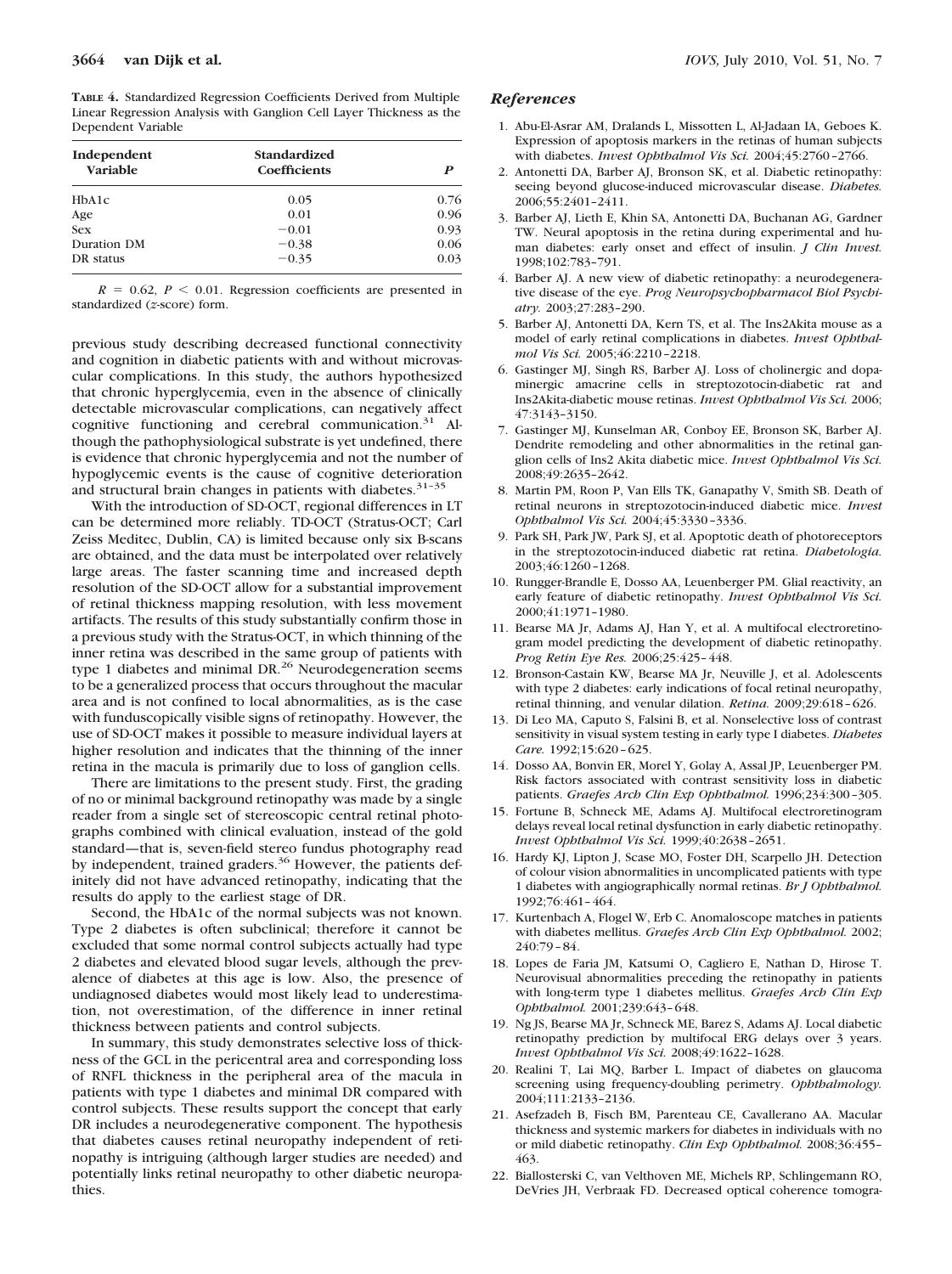**TABLE 4.** Standardized Regression Coefficients Derived from Multiple Linear Regression Analysis with Ganglion Cell Layer Thickness as the Dependent Variable

| Independent Variable | Standardized Coefficients | *P* |
|---|---|---|
| HbA1c | 0.05 | 0.76 |
| Age | 0.01 | 0.96 |
| Sex | −0.01 | 0.93 |
| Duration DM | −0.38 | 0.06 |
| DR status | −0.35 | 0.03 |

$R = 0.62$, $P < 0.01$. Regression coefficients are presented in standardized (*z*-score) form.

previous study describing decreased functional connectivity and cognition in diabetic patients with and without microvascular complications. In this study, the authors hypothesized that chronic hyperglycemia, even in the absence of clinically detectable microvascular complications, can negatively affect cognitive functioning and cerebral communication.[31] Although the pathophysiological substrate is yet undefined, there is evidence that chronic hyperglycemia and not the number of hypoglycemic events is the cause of cognitive deterioration and structural brain changes in patients with diabetes.[31–35]

With the introduction of SD-OCT, regional differences in LT can be determined more reliably. TD-OCT (Stratus-OCT; Carl Zeiss Meditec, Dublin, CA) is limited because only six B-scans are obtained, and the data must be interpolated over relatively large areas. The faster scanning time and increased depth resolution of the SD-OCT allow for a substantial improvement of retinal thickness mapping resolution, with less movement artifacts. The results of this study substantially confirm those in a previous study with the Stratus-OCT, in which thinning of the inner retina was described in the same group of patients with type 1 diabetes and minimal DR.[26] Neurodegeneration seems to be a generalized process that occurs throughout the macular area and is not confined to local abnormalities, as is the case with funduscopically visible signs of retinopathy. However, the use of SD-OCT makes it possible to measure individual layers at higher resolution and indicates that the thinning of the inner retina in the macula is primarily due to loss of ganglion cells.

There are limitations to the present study. First, the grading of no or minimal background retinopathy was made by a single reader from a single set of stereoscopic central retinal photographs combined with clinical evaluation, instead of the gold standard—that is, seven-field stereo fundus photography read by independent, trained graders.[36] However, the patients definitely did not have advanced retinopathy, indicating that the results do apply to the earliest stage of DR.

Second, the HbA1c of the normal subjects was not known. Type 2 diabetes is often subclinical; therefore it cannot be excluded that some normal control subjects actually had type 2 diabetes and elevated blood sugar levels, although the prevalence of diabetes at this age is low. Also, the presence of undiagnosed diabetes would most likely lead to underestimation, not overestimation, of the difference in inner retinal thickness between patients and control subjects.

In summary, this study demonstrates selective loss of thickness of the GCL in the pericentral area and corresponding loss of RNFL thickness in the peripheral area of the macula in patients with type 1 diabetes and minimal DR compared with control subjects. These results support the concept that early DR includes a neurodegenerative component. The hypothesis that diabetes causes retinal neuropathy independent of retinopathy is intriguing (although larger studies are needed) and potentially links retinal neuropathy to other diabetic neuropathies.

## References

1. Abu-El-Asrar AM, Dralands L, Missotten L, Al-Jadaan IA, Geboes K. Expression of apoptosis markers in the retinas of human subjects with diabetes. *Invest Ophthalmol Vis Sci.* 2004;45:2760–2766.
2. Antonetti DA, Barber AJ, Bronson SK, et al. Diabetic retinopathy: seeing beyond glucose-induced microvascular disease. *Diabetes.* 2006;55:2401–2411.
3. Barber AJ, Lieth E, Khin SA, Antonetti DA, Buchanan AG, Gardner TW. Neural apoptosis in the retina during experimental and human diabetes: early onset and effect of insulin. *J Clin Invest.* 1998;102:783–791.
4. Barber AJ. A new view of diabetic retinopathy: a neurodegenerative disease of the eye. *Prog Neuropsychopharmacol Biol Psychiatry.* 2003;27:283–290.
5. Barber AJ, Antonetti DA, Kern TS, et al. The Ins2Akita mouse as a model of early retinal complications in diabetes. *Invest Ophthalmol Vis Sci.* 2005;46:2210–2218.
6. Gastinger MJ, Singh RS, Barber AJ. Loss of cholinergic and dopaminergic amacrine cells in streptozotocin-diabetic rat and Ins2Akita-diabetic mouse retinas. *Invest Ophthalmol Vis Sci.* 2006;47:3143–3150.
7. Gastinger MJ, Kunselman AR, Conboy EE, Bronson SK, Barber AJ. Dendrite remodeling and other abnormalities in the retinal ganglion cells of Ins2 Akita diabetic mice. *Invest Ophthalmol Vis Sci.* 2008;49:2635–2642.
8. Martin PM, Roon P, Van Ells TK, Ganapathy V, Smith SB. Death of retinal neurons in streptozotocin-induced diabetic mice. *Invest Ophthalmol Vis Sci.* 2004;45:3330–3336.
9. Park SH, Park JW, Park SJ, et al. Apoptotic death of photoreceptors in the streptozotocin-induced diabetic rat retina. *Diabetologia.* 2003;46:1260–1268.
10. Rungger-Brandle E, Dosso AA, Leuenberger PM. Glial reactivity, an early feature of diabetic retinopathy. *Invest Ophthalmol Vis Sci.* 2000;41:1971–1980.
11. Bearse MA Jr, Adams AJ, Han Y, et al. A multifocal electroretinogram model predicting the development of diabetic retinopathy. *Prog Retin Eye Res.* 2006;25:425–448.
12. Bronson-Castain KW, Bearse MA Jr, Neuville J, et al. Adolescents with type 2 diabetes: early indications of focal retinal neuropathy, retinal thinning, and venular dilation. *Retina.* 2009;29:618–626.
13. Di Leo MA, Caputo S, Falsini B, et al. Nonselective loss of contrast sensitivity in visual system testing in early type I diabetes. *Diabetes Care.* 1992;15:620–625.
14. Dosso AA, Bonvin ER, Morel Y, Golay A, Assal JP, Leuenberger PM. Risk factors associated with contrast sensitivity loss in diabetic patients. *Graefes Arch Clin Exp Ophthalmol.* 1996;234:300–305.
15. Fortune B, Schneck ME, Adams AJ. Multifocal electroretinogram delays reveal local retinal dysfunction in early diabetic retinopathy. *Invest Ophthalmol Vis Sci.* 1999;40:2638–2651.
16. Hardy KJ, Lipton J, Scase MO, Foster DH, Scarpello JH. Detection of colour vision abnormalities in uncomplicated patients with type 1 diabetes with angiographically normal retinas. *Br J Ophthalmol.* 1992;76:461–464.
17. Kurtenbach A, Flogel W, Erb C. Anomaloscope matches in patients with diabetes mellitus. *Graefes Arch Clin Exp Ophthalmol.* 2002;240:79–84.
18. Lopes de Faria JM, Katsumi O, Cagliero E, Nathan D, Hirose T. Neurovisual abnormalities preceding the retinopathy in patients with long-term type 1 diabetes mellitus. *Graefes Arch Clin Exp Ophthalmol.* 2001;239:643–648.
19. Ng JS, Bearse MA Jr, Schneck ME, Barez S, Adams AJ. Local diabetic retinopathy prediction by multifocal ERG delays over 3 years. *Invest Ophthalmol Vis Sci.* 2008;49:1622–1628.
20. Realini T, Lai MQ, Barber L. Impact of diabetes on glaucoma screening using frequency-doubling perimetry. *Ophthalmology.* 2004;111:2133–2136.
21. Asefzadeh B, Fisch BM, Parenteau CE, Cavallerano AA. Macular thickness and systemic markers for diabetes in individuals with no or mild diabetic retinopathy. *Clin Exp Ophthalmol.* 2008;36:455–463.
22. Biallosterski C, van Velthoven ME, Michels RP, Schlingemann RO, DeVries JH, Verbraak FD. Decreased optical coherence tomogra-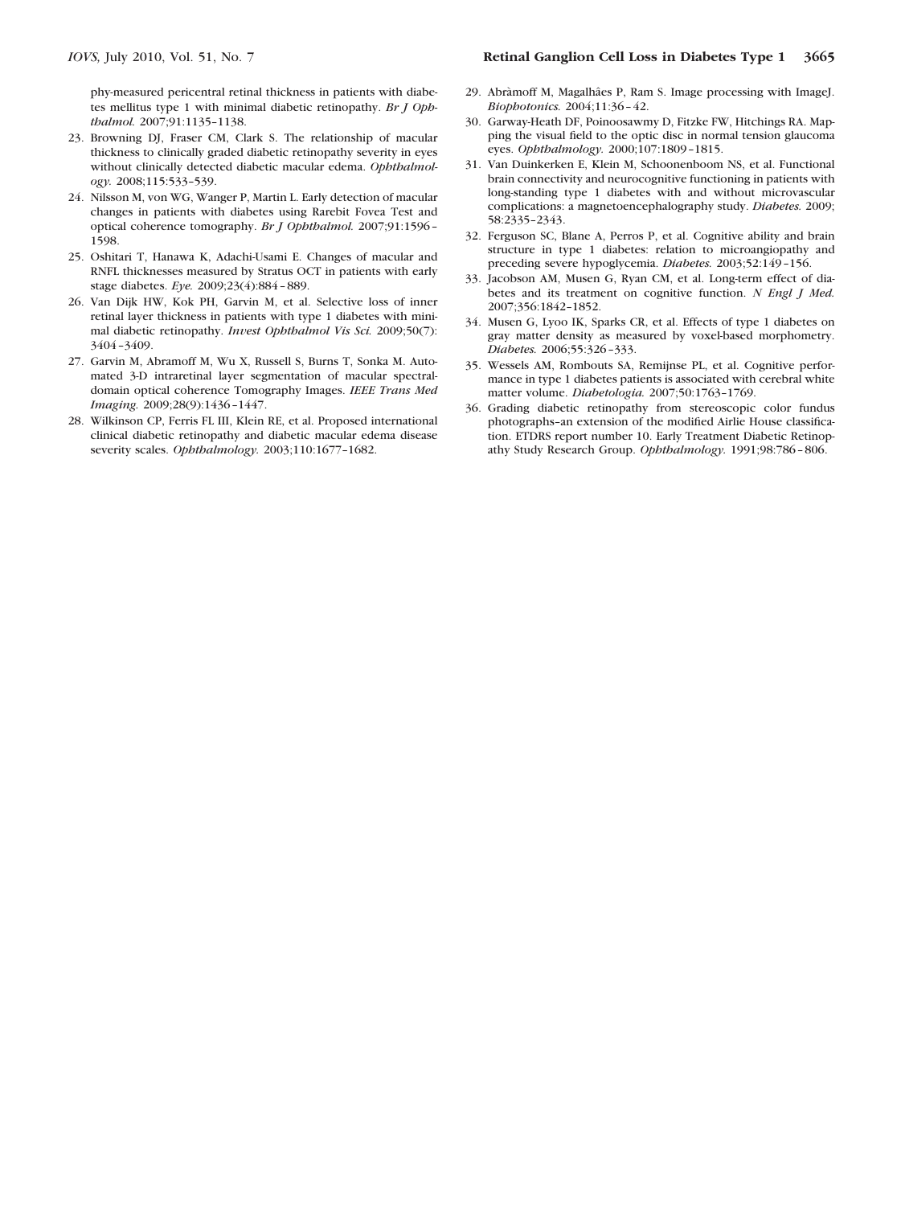phy-measured pericentral retinal thickness in patients with diabetes mellitus type 1 with minimal diabetic retinopathy. *Br J Ophthalmol.* 2007;91:1135–1138.

23. Browning DJ, Fraser CM, Clark S. The relationship of macular thickness to clinically graded diabetic retinopathy severity in eyes without clinically detected diabetic macular edema. *Ophthalmology.* 2008;115:533–539.
24. Nilsson M, von WG, Wanger P, Martin L. Early detection of macular changes in patients with diabetes using Rarebit Fovea Test and optical coherence tomography. *Br J Ophthalmol.* 2007;91:1596–1598.
25. Oshitari T, Hanawa K, Adachi-Usami E. Changes of macular and RNFL thicknesses measured by Stratus OCT in patients with early stage diabetes. *Eye.* 2009;23(4):884–889.
26. Van Dijk HW, Kok PH, Garvin M, et al. Selective loss of inner retinal layer thickness in patients with type 1 diabetes with minimal diabetic retinopathy. *Invest Ophthalmol Vis Sci.* 2009;50(7):3404–3409.
27. Garvin M, Abramoff M, Wu X, Russell S, Burns T, Sonka M. Automated 3-D intraretinal layer segmentation of macular spectral-domain optical coherence Tomography Images. *IEEE Trans Med Imaging.* 2009;28(9):1436–1447.
28. Wilkinson CP, Ferris FL III, Klein RE, et al. Proposed international clinical diabetic retinopathy and diabetic macular edema disease severity scales. *Ophthalmology.* 2003;110:1677–1682.
29. Abràmoff M, Magalhâes P, Ram S. Image processing with ImageJ. *Biophotonics.* 2004;11:36–42.
30. Garway-Heath DF, Poinoosawmy D, Fitzke FW, Hitchings RA. Mapping the visual field to the optic disc in normal tension glaucoma eyes. *Ophthalmology.* 2000;107:1809–1815.
31. Van Duinkerken E, Klein M, Schoonenboom NS, et al. Functional brain connectivity and neurocognitive functioning in patients with long-standing type 1 diabetes with and without microvascular complications: a magnetoencephalography study. *Diabetes.* 2009;58:2335–2343.
32. Ferguson SC, Blane A, Perros P, et al. Cognitive ability and brain structure in type 1 diabetes: relation to microangiopathy and preceding severe hypoglycemia. *Diabetes.* 2003;52:149–156.
33. Jacobson AM, Musen G, Ryan CM, et al. Long-term effect of diabetes and its treatment on cognitive function. *N Engl J Med.* 2007;356:1842–1852.
34. Musen G, Lyoo IK, Sparks CR, et al. Effects of type 1 diabetes on gray matter density as measured by voxel-based morphometry. *Diabetes.* 2006;55:326–333.
35. Wessels AM, Rombouts SA, Remijnse PL, et al. Cognitive performance in type 1 diabetes patients is associated with cerebral white matter volume. *Diabetologia.* 2007;50:1763–1769.
36. Grading diabetic retinopathy from stereoscopic color fundus photographs–an extension of the modified Airlie House classification. ETDRS report number 10. Early Treatment Diabetic Retinopathy Study Research Group. *Ophthalmology.* 1991;98:786–806.